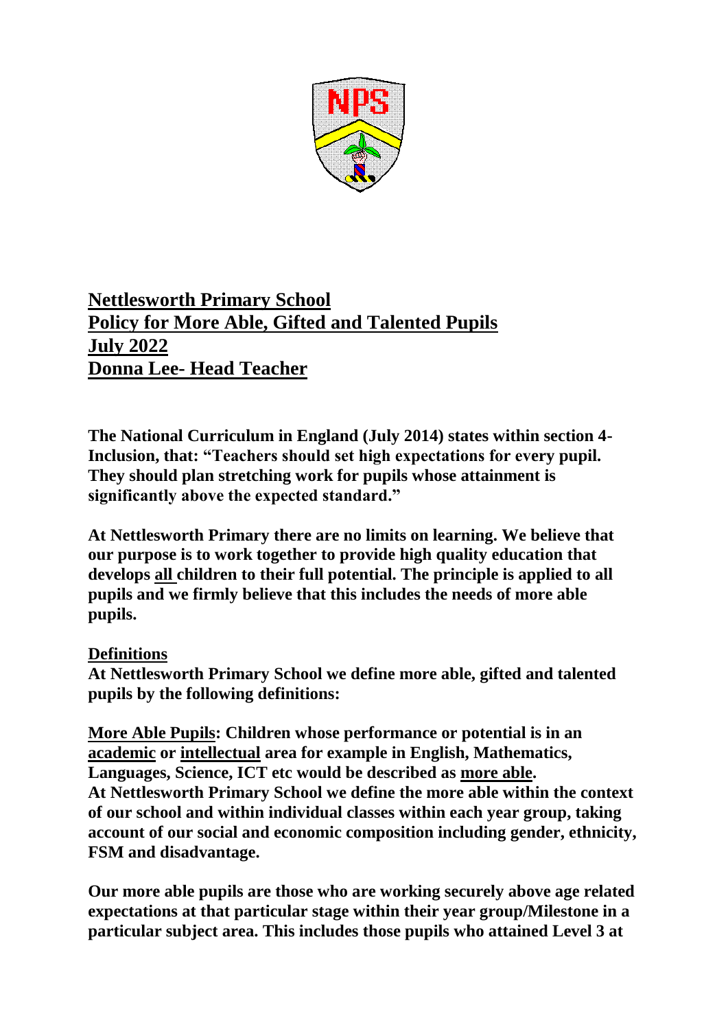# Nettlesworth Primary School
# Policy for More Able, Gifted and Talented Pupils
# July 2022
# Donna Lee- Head Teacher

**The National Curriculum in England (July 2014) states within section 4- Inclusion, that: "Teachers should set high expectations for every pupil. They should plan stretching work for pupils whose attainment is significantly above the expected standard."**

**At Nettlesworth Primary there are no limits on learning. We believe that our purpose is to work together to provide high quality education that develops all children to their full potential. The principle is applied to all pupils and we firmly believe that this includes the needs of more able pupils.**

## Definitions

**At Nettlesworth Primary School we define more able, gifted and talented pupils by the following definitions:**

**More Able Pupils: Children whose performance or potential is in an academic or intellectual area for example in English, Mathematics, Languages, Science, ICT etc would be described as more able.**
**At Nettlesworth Primary School we define the more able within the context of our school and within individual classes within each year group, taking account of our social and economic composition including gender, ethnicity, FSM and disadvantage.**

**Our more able pupils are those who are working securely above age related expectations at that particular stage within their year group/Milestone in a particular subject area. This includes those pupils who attained Level 3 at**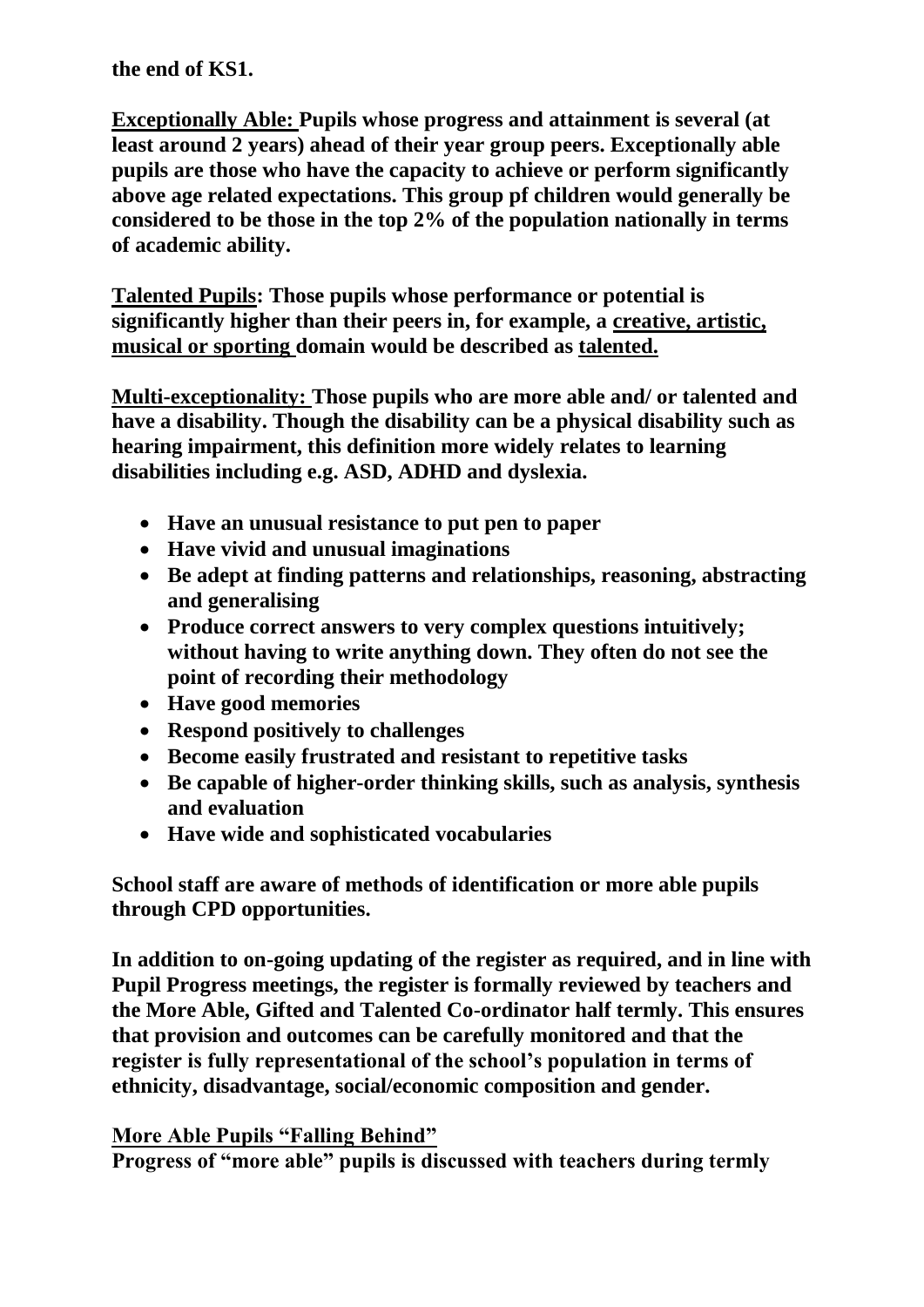**the end of KS1.**

**<u>Exceptionally Able:</u> Pupils whose progress and attainment is several (at least around 2 years) ahead of their year group peers. Exceptionally able pupils are those who have the capacity to achieve or perform significantly above age related expectations. This group pf children would generally be considered to be those in the top 2% of the population nationally in terms of academic ability.**

**<u>Talented Pupils</u>: Those pupils whose performance or potential is significantly higher than their peers in, for example, a <u>creative, artistic, musical or sporting</u> domain would be described as <u>talented.</u>**

**<u>Multi-exceptionality:</u> Those pupils who are more able and/ or talented and have a disability. Though the disability can be a physical disability such as hearing impairment, this definition more widely relates to learning disabilities including e.g. ASD, ADHD and dyslexia.**

- **Have an unusual resistance to put pen to paper**
- **Have vivid and unusual imaginations**
- **Be adept at finding patterns and relationships, reasoning, abstracting and generalising**
- **Produce correct answers to very complex questions intuitively; without having to write anything down. They often do not see the point of recording their methodology**
- **Have good memories**
- **Respond positively to challenges**
- **Become easily frustrated and resistant to repetitive tasks**
- **Be capable of higher-order thinking skills, such as analysis, synthesis and evaluation**
- **Have wide and sophisticated vocabularies**

**School staff are aware of methods of identification or more able pupils through CPD opportunities.**

**In addition to on-going updating of the register as required, and in line with Pupil Progress meetings, the register is formally reviewed by teachers and the More Able, Gifted and Talented Co-ordinator half termly. This ensures that provision and outcomes can be carefully monitored and that the register is fully representational of the school's population in terms of ethnicity, disadvantage, social/economic composition and gender.**

**<u>More Able Pupils "Falling Behind"</u>**

**Progress of "more able" pupils is discussed with teachers during termly**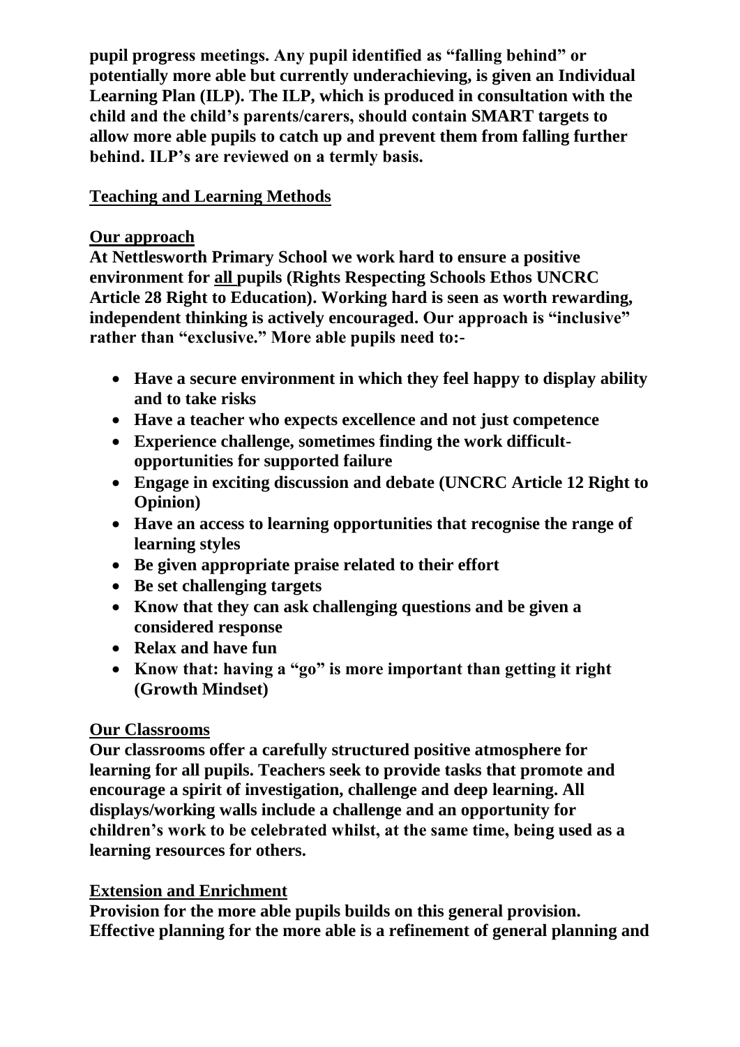**pupil progress meetings. Any pupil identified as "falling behind" or potentially more able but currently underachieving, is given an Individual Learning Plan (ILP). The ILP, which is produced in consultation with the child and the child's parents/carers, should contain SMART targets to allow more able pupils to catch up and prevent them from falling further behind. ILP's are reviewed on a termly basis.**

## Teaching and Learning Methods

### Our approach

**At Nettlesworth Primary School we work hard to ensure a positive environment for all pupils (Rights Respecting Schools Ethos UNCRC Article 28 Right to Education). Working hard is seen as worth rewarding, independent thinking is actively encouraged. Our approach is "inclusive" rather than "exclusive." More able pupils need to:-**

- **Have a secure environment in which they feel happy to display ability and to take risks**
- **Have a teacher who expects excellence and not just competence**
- **Experience challenge, sometimes finding the work difficult- opportunities for supported failure**
- **Engage in exciting discussion and debate (UNCRC Article 12 Right to Opinion)**
- **Have an access to learning opportunities that recognise the range of learning styles**
- **Be given appropriate praise related to their effort**
- **Be set challenging targets**
- **Know that they can ask challenging questions and be given a considered response**
- **Relax and have fun**
- **Know that: having a "go" is more important than getting it right (Growth Mindset)**

### Our Classrooms

**Our classrooms offer a carefully structured positive atmosphere for learning for all pupils. Teachers seek to provide tasks that promote and encourage a spirit of investigation, challenge and deep learning. All displays/working walls include a challenge and an opportunity for children's work to be celebrated whilst, at the same time, being used as a learning resources for others.**

### Extension and Enrichment

**Provision for the more able pupils builds on this general provision. Effective planning for the more able is a refinement of general planning and**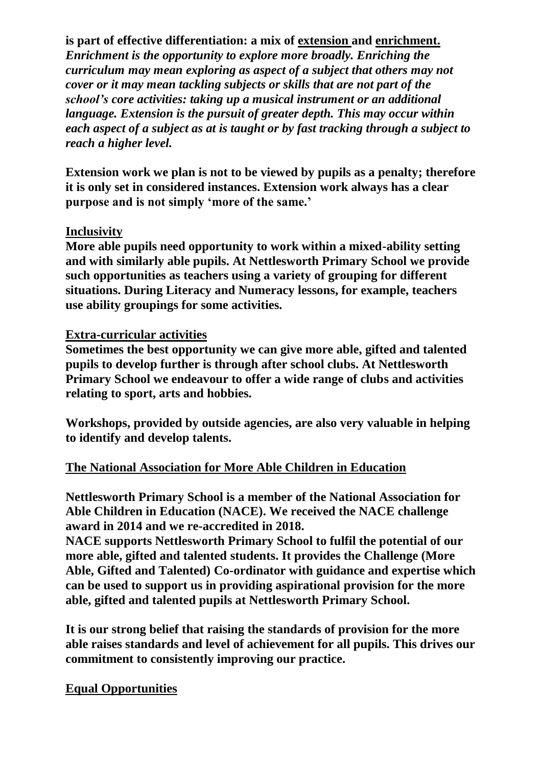**is part of effective differentiation: a mix of extension and enrichment.** ***Enrichment is the opportunity to explore more broadly. Enriching the curriculum may mean exploring as aspect of a subject that others may not cover or it may mean tackling subjects or skills that are not part of the school's core activities: taking up a musical instrument or an additional language. Extension is the pursuit of greater depth. This may occur within each aspect of a subject as at is taught or by fast tracking through a subject to reach a higher level.***

**Extension work we plan is not to be viewed by pupils as a penalty; therefore it is only set in considered instances. Extension work always has a clear purpose and is not simply 'more of the same.'**

## Inclusivity

**More able pupils need opportunity to work within a mixed-ability setting and with similarly able pupils. At Nettlesworth Primary School we provide such opportunities as teachers using a variety of grouping for different situations. During Literacy and Numeracy lessons, for example, teachers use ability groupings for some activities.**

## Extra-curricular activities

**Sometimes the best opportunity we can give more able, gifted and talented pupils to develop further is through after school clubs. At Nettlesworth Primary School we endeavour to offer a wide range of clubs and activities relating to sport, arts and hobbies.**

**Workshops, provided by outside agencies, are also very valuable in helping to identify and develop talents.**

## The National Association for More Able Children in Education

**Nettlesworth Primary School is a member of the National Association for Able Children in Education (NACE). We received the NACE challenge award in 2014 and we re-accredited in 2018.**

**NACE supports Nettlesworth Primary School to fulfil the potential of our more able, gifted and talented students. It provides the Challenge (More Able, Gifted and Talented) Co-ordinator with guidance and expertise which can be used to support us in providing aspirational provision for the more able, gifted and talented pupils at Nettlesworth Primary School.**

**It is our strong belief that raising the standards of provision for the more able raises standards and level of achievement for all pupils. This drives our commitment to consistently improving our practice.**

## Equal Opportunities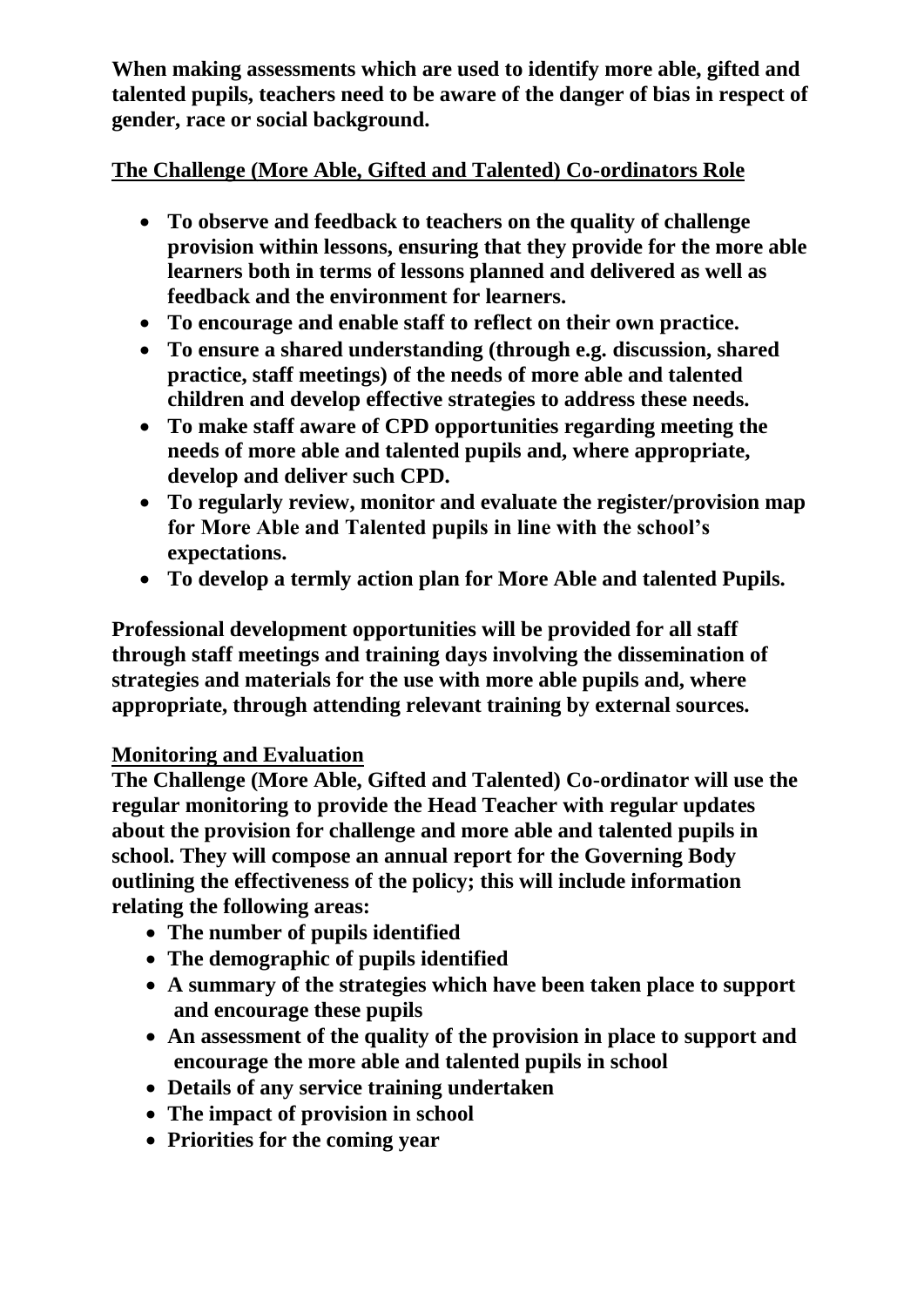**When making assessments which are used to identify more able, gifted and talented pupils, teachers need to be aware of the danger of bias in respect of gender, race or social background.**

## The Challenge (More Able, Gifted and Talented) Co-ordinators Role

- **To observe and feedback to teachers on the quality of challenge provision within lessons, ensuring that they provide for the more able learners both in terms of lessons planned and delivered as well as feedback and the environment for learners.**
- **To encourage and enable staff to reflect on their own practice.**
- **To ensure a shared understanding (through e.g. discussion, shared practice, staff meetings) of the needs of more able and talented children and develop effective strategies to address these needs.**
- **To make staff aware of CPD opportunities regarding meeting the needs of more able and talented pupils and, where appropriate, develop and deliver such CPD.**
- **To regularly review, monitor and evaluate the register/provision map for More Able and Talented pupils in line with the school's expectations.**
- **To develop a termly action plan for More Able and talented Pupils.**

**Professional development opportunities will be provided for all staff through staff meetings and training days involving the dissemination of strategies and materials for the use with more able pupils and, where appropriate, through attending relevant training by external sources.**

## Monitoring and Evaluation

**The Challenge (More Able, Gifted and Talented) Co-ordinator will use the regular monitoring to provide the Head Teacher with regular updates about the provision for challenge and more able and talented pupils in school. They will compose an annual report for the Governing Body outlining the effectiveness of the policy; this will include information relating the following areas:**

- **The number of pupils identified**
- **The demographic of pupils identified**
- **A summary of the strategies which have been taken place to support and encourage these pupils**
- **An assessment of the quality of the provision in place to support and encourage the more able and talented pupils in school**
- **Details of any service training undertaken**
- **The impact of provision in school**
- **Priorities for the coming year**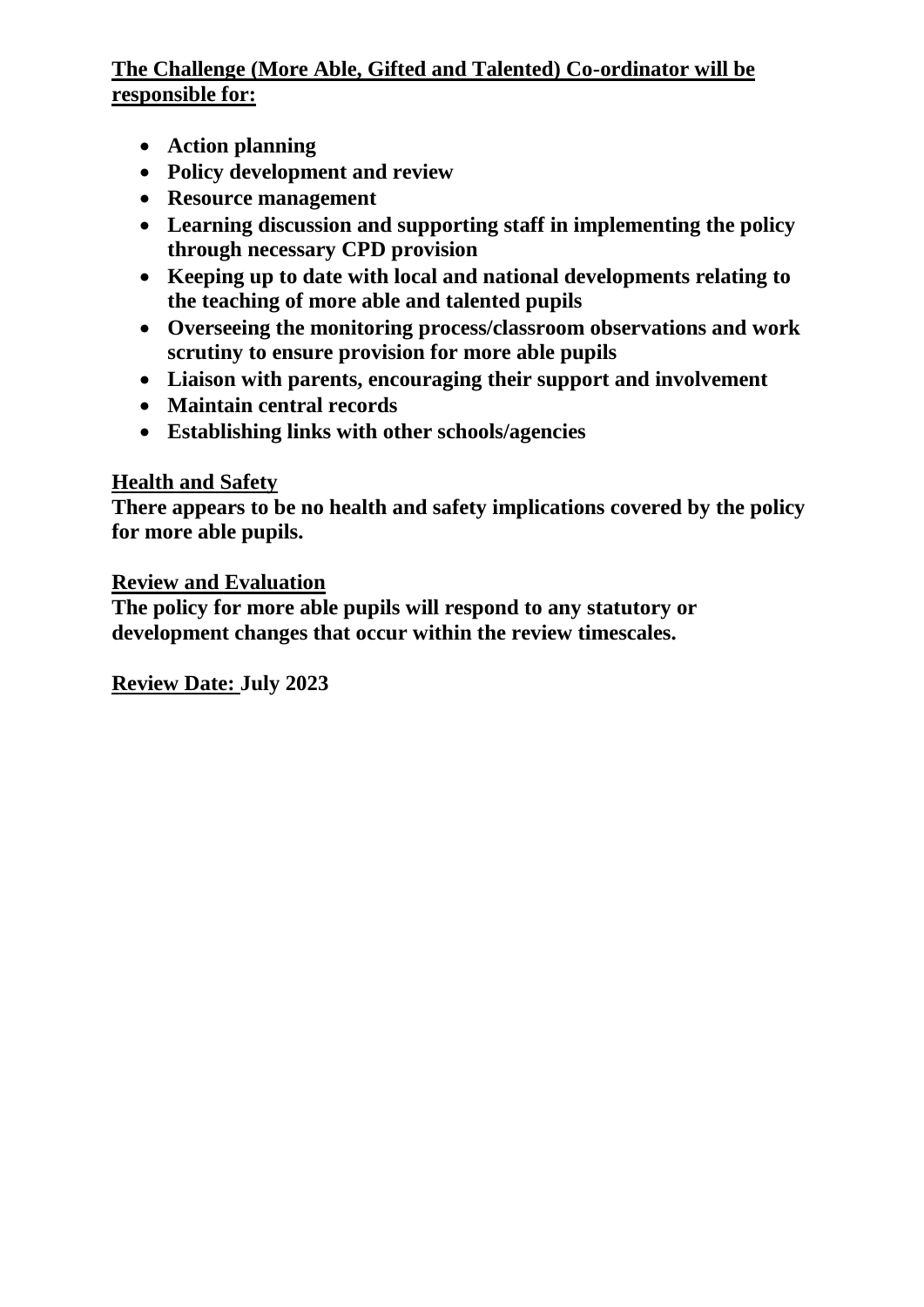**The Challenge (More Able, Gifted and Talented) Co-ordinator will be responsible for:**

- **Action planning**
- **Policy development and review**
- **Resource management**
- **Learning discussion and supporting staff in implementing the policy through necessary CPD provision**
- **Keeping up to date with local and national developments relating to the teaching of more able and talented pupils**
- **Overseeing the monitoring process/classroom observations and work scrutiny to ensure provision for more able pupils**
- **Liaison with parents, encouraging their support and involvement**
- **Maintain central records**
- **Establishing links with other schools/agencies**

**Health and Safety**

**There appears to be no health and safety implications covered by the policy for more able pupils.**

**Review and Evaluation**

**The policy for more able pupils will respond to any statutory or development changes that occur within the review timescales.**

**Review Date: July 2023**